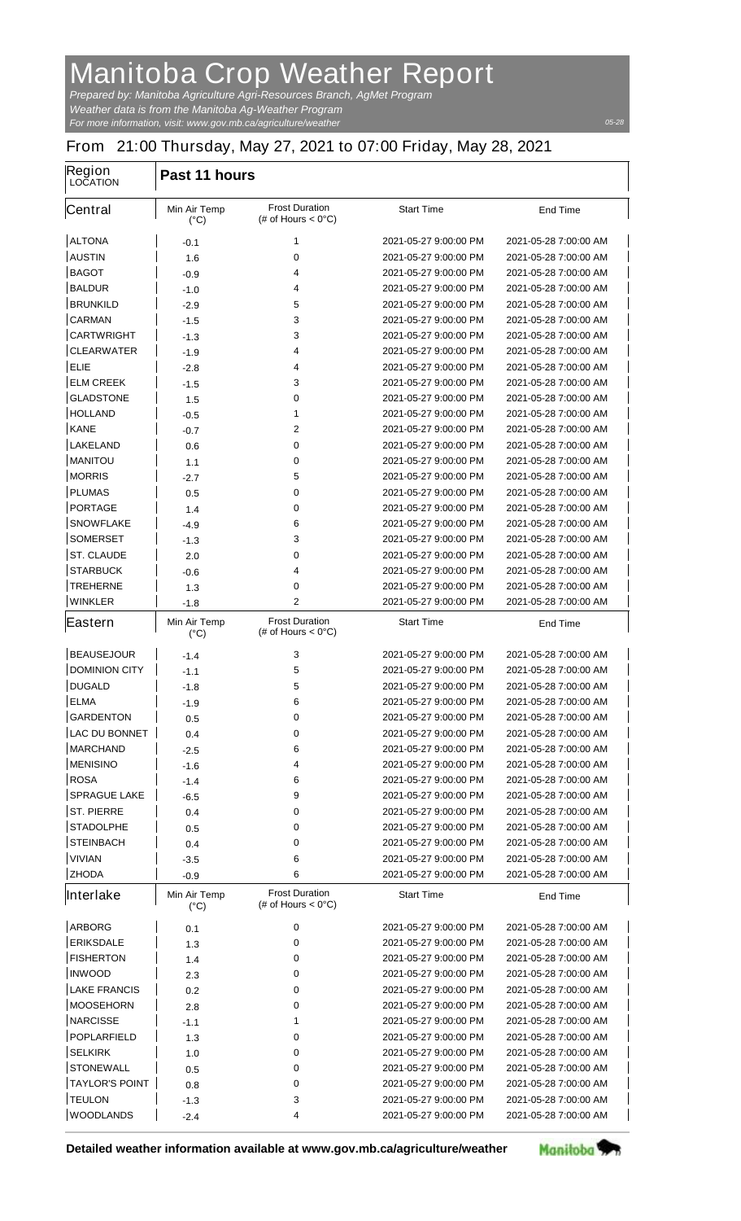# Manitoba Crop Weather Report

*Prepared by: Manitoba Agriculture Agri-Resources Branch, AgMet Program*
*Weather data is from the Manitoba Ag-Weather Program*
*For more information, visit: www.gov.mb.ca/agriculture/weather*

05-28

## From 21:00 Thursday, May 27, 2021 to 07:00 Friday, May 28, 2021

| Region LOCATION | Past 11 hours | | | |
|---|---|---|---|---|
| **Central** | Min Air Temp (°C) | Frost Duration (# of Hours < 0°C) | Start Time | End Time |
| ALTONA | -0.1 | 1 | 2021-05-27 9:00:00 PM | 2021-05-28 7:00:00 AM |
| AUSTIN | 1.6 | 0 | 2021-05-27 9:00:00 PM | 2021-05-28 7:00:00 AM |
| BAGOT | -0.9 | 4 | 2021-05-27 9:00:00 PM | 2021-05-28 7:00:00 AM |
| BALDUR | -1.0 | 4 | 2021-05-27 9:00:00 PM | 2021-05-28 7:00:00 AM |
| BRUNKILD | -2.9 | 5 | 2021-05-27 9:00:00 PM | 2021-05-28 7:00:00 AM |
| CARMAN | -1.5 | 3 | 2021-05-27 9:00:00 PM | 2021-05-28 7:00:00 AM |
| CARTWRIGHT | -1.3 | 3 | 2021-05-27 9:00:00 PM | 2021-05-28 7:00:00 AM |
| CLEARWATER | -1.9 | 4 | 2021-05-27 9:00:00 PM | 2021-05-28 7:00:00 AM |
| ELIE | -2.8 | 4 | 2021-05-27 9:00:00 PM | 2021-05-28 7:00:00 AM |
| ELM CREEK | -1.5 | 3 | 2021-05-27 9:00:00 PM | 2021-05-28 7:00:00 AM |
| GLADSTONE | 1.5 | 0 | 2021-05-27 9:00:00 PM | 2021-05-28 7:00:00 AM |
| HOLLAND | -0.5 | 1 | 2021-05-27 9:00:00 PM | 2021-05-28 7:00:00 AM |
| KANE | -0.7 | 2 | 2021-05-27 9:00:00 PM | 2021-05-28 7:00:00 AM |
| LAKELAND | 0.6 | 0 | 2021-05-27 9:00:00 PM | 2021-05-28 7:00:00 AM |
| MANITOU | 1.1 | 0 | 2021-05-27 9:00:00 PM | 2021-05-28 7:00:00 AM |
| MORRIS | -2.7 | 5 | 2021-05-27 9:00:00 PM | 2021-05-28 7:00:00 AM |
| PLUMAS | 0.5 | 0 | 2021-05-27 9:00:00 PM | 2021-05-28 7:00:00 AM |
| PORTAGE | 1.4 | 0 | 2021-05-27 9:00:00 PM | 2021-05-28 7:00:00 AM |
| SNOWFLAKE | -4.9 | 6 | 2021-05-27 9:00:00 PM | 2021-05-28 7:00:00 AM |
| SOMERSET | -1.3 | 3 | 2021-05-27 9:00:00 PM | 2021-05-28 7:00:00 AM |
| ST. CLAUDE | 2.0 | 0 | 2021-05-27 9:00:00 PM | 2021-05-28 7:00:00 AM |
| STARBUCK | -0.6 | 4 | 2021-05-27 9:00:00 PM | 2021-05-28 7:00:00 AM |
| TREHERNE | 1.3 | 0 | 2021-05-27 9:00:00 PM | 2021-05-28 7:00:00 AM |
| WINKLER | -1.8 | 2 | 2021-05-27 9:00:00 PM | 2021-05-28 7:00:00 AM |
| **Eastern** | Min Air Temp (°C) | Frost Duration (# of Hours < 0°C) | Start Time | End Time |
| BEAUSEJOUR | -1.4 | 3 | 2021-05-27 9:00:00 PM | 2021-05-28 7:00:00 AM |
| DOMINION CITY | -1.1 | 5 | 2021-05-27 9:00:00 PM | 2021-05-28 7:00:00 AM |
| DUGALD | -1.8 | 5 | 2021-05-27 9:00:00 PM | 2021-05-28 7:00:00 AM |
| ELMA | -1.9 | 6 | 2021-05-27 9:00:00 PM | 2021-05-28 7:00:00 AM |
| GARDENTON | 0.5 | 0 | 2021-05-27 9:00:00 PM | 2021-05-28 7:00:00 AM |
| LAC DU BONNET | 0.4 | 0 | 2021-05-27 9:00:00 PM | 2021-05-28 7:00:00 AM |
| MARCHAND | -2.5 | 6 | 2021-05-27 9:00:00 PM | 2021-05-28 7:00:00 AM |
| MENISINO | -1.6 | 4 | 2021-05-27 9:00:00 PM | 2021-05-28 7:00:00 AM |
| ROSA | -1.4 | 6 | 2021-05-27 9:00:00 PM | 2021-05-28 7:00:00 AM |
| SPRAGUE LAKE | -6.5 | 9 | 2021-05-27 9:00:00 PM | 2021-05-28 7:00:00 AM |
| ST. PIERRE | 0.4 | 0 | 2021-05-27 9:00:00 PM | 2021-05-28 7:00:00 AM |
| STADOLPHE | 0.5 | 0 | 2021-05-27 9:00:00 PM | 2021-05-28 7:00:00 AM |
| STEINBACH | 0.4 | 0 | 2021-05-27 9:00:00 PM | 2021-05-28 7:00:00 AM |
| VIVIAN | -3.5 | 6 | 2021-05-27 9:00:00 PM | 2021-05-28 7:00:00 AM |
| ZHODA | -0.9 | 6 | 2021-05-27 9:00:00 PM | 2021-05-28 7:00:00 AM |
| **Interlake** | Min Air Temp (°C) | Frost Duration (# of Hours < 0°C) | Start Time | End Time |
| ARBORG | 0.1 | 0 | 2021-05-27 9:00:00 PM | 2021-05-28 7:00:00 AM |
| ERIKSDALE | 1.3 | 0 | 2021-05-27 9:00:00 PM | 2021-05-28 7:00:00 AM |
| FISHERTON | 1.4 | 0 | 2021-05-27 9:00:00 PM | 2021-05-28 7:00:00 AM |
| INWOOD | 2.3 | 0 | 2021-05-27 9:00:00 PM | 2021-05-28 7:00:00 AM |
| LAKE FRANCIS | 0.2 | 0 | 2021-05-27 9:00:00 PM | 2021-05-28 7:00:00 AM |
| MOOSEHORN | 2.8 | 0 | 2021-05-27 9:00:00 PM | 2021-05-28 7:00:00 AM |
| NARCISSE | -1.1 | 1 | 2021-05-27 9:00:00 PM | 2021-05-28 7:00:00 AM |
| POPLARFIELD | 1.3 | 0 | 2021-05-27 9:00:00 PM | 2021-05-28 7:00:00 AM |
| SELKIRK | 1.0 | 0 | 2021-05-27 9:00:00 PM | 2021-05-28 7:00:00 AM |
| STONEWALL | 0.5 | 0 | 2021-05-27 9:00:00 PM | 2021-05-28 7:00:00 AM |
| TAYLOR'S POINT | 0.8 | 0 | 2021-05-27 9:00:00 PM | 2021-05-28 7:00:00 AM |
| TEULON | -1.3 | 3 | 2021-05-27 9:00:00 PM | 2021-05-28 7:00:00 AM |
| WOODLANDS | -2.4 | 4 | 2021-05-27 9:00:00 PM | 2021-05-28 7:00:00 AM |

**Detailed weather information available at www.gov.mb.ca/agriculture/weather**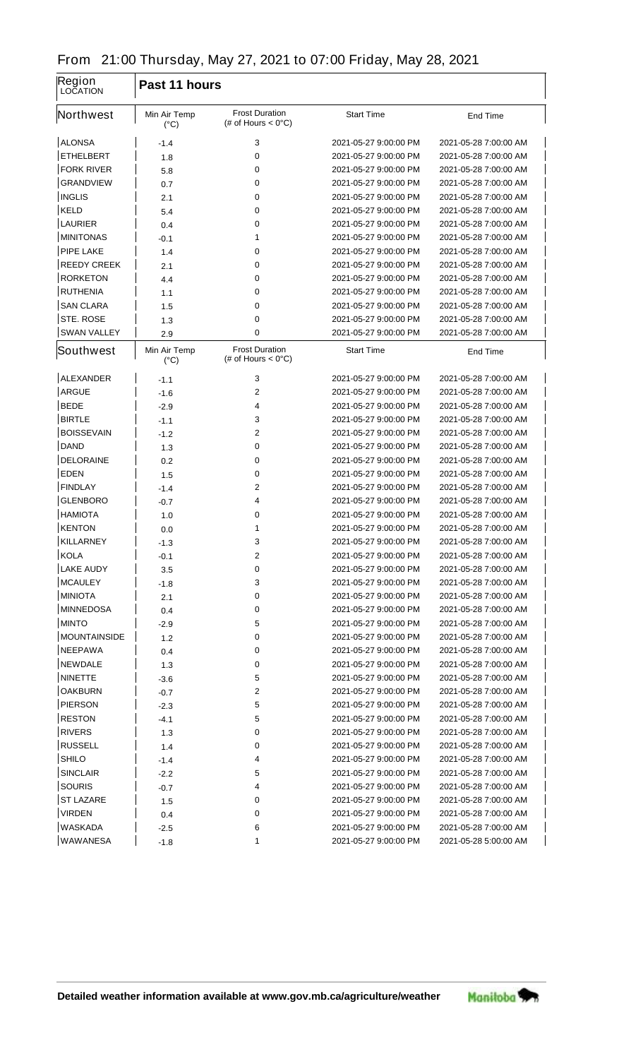## From 21:00 Thursday, May 27, 2021 to 07:00 Friday, May 28, 2021

| Region LOCATION | Past 11 hours | | | |
|---|---|---|---|---|
| **Northwest** | Min Air Temp (°C) | Frost Duration (# of Hours < 0°C) | Start Time | End Time |
| ALONSA | -1.4 | 3 | 2021-05-27 9:00:00 PM | 2021-05-28 7:00:00 AM |
| ETHELBERT | 1.8 | 0 | 2021-05-27 9:00:00 PM | 2021-05-28 7:00:00 AM |
| FORK RIVER | 5.8 | 0 | 2021-05-27 9:00:00 PM | 2021-05-28 7:00:00 AM |
| GRANDVIEW | 0.7 | 0 | 2021-05-27 9:00:00 PM | 2021-05-28 7:00:00 AM |
| INGLIS | 2.1 | 0 | 2021-05-27 9:00:00 PM | 2021-05-28 7:00:00 AM |
| KELD | 5.4 | 0 | 2021-05-27 9:00:00 PM | 2021-05-28 7:00:00 AM |
| LAURIER | 0.4 | 0 | 2021-05-27 9:00:00 PM | 2021-05-28 7:00:00 AM |
| MINITONAS | -0.1 | 1 | 2021-05-27 9:00:00 PM | 2021-05-28 7:00:00 AM |
| PIPE LAKE | 1.4 | 0 | 2021-05-27 9:00:00 PM | 2021-05-28 7:00:00 AM |
| REEDY CREEK | 2.1 | 0 | 2021-05-27 9:00:00 PM | 2021-05-28 7:00:00 AM |
| RORKETON | 4.4 | 0 | 2021-05-27 9:00:00 PM | 2021-05-28 7:00:00 AM |
| RUTHENIA | 1.1 | 0 | 2021-05-27 9:00:00 PM | 2021-05-28 7:00:00 AM |
| SAN CLARA | 1.5 | 0 | 2021-05-27 9:00:00 PM | 2021-05-28 7:00:00 AM |
| STE. ROSE | 1.3 | 0 | 2021-05-27 9:00:00 PM | 2021-05-28 7:00:00 AM |
| SWAN VALLEY | 2.9 | 0 | 2021-05-27 9:00:00 PM | 2021-05-28 7:00:00 AM |
| **Southwest** | Min Air Temp (°C) | Frost Duration (# of Hours < 0°C) | Start Time | End Time |
| ALEXANDER | -1.1 | 3 | 2021-05-27 9:00:00 PM | 2021-05-28 7:00:00 AM |
| ARGUE | -1.6 | 2 | 2021-05-27 9:00:00 PM | 2021-05-28 7:00:00 AM |
| BEDE | -2.9 | 4 | 2021-05-27 9:00:00 PM | 2021-05-28 7:00:00 AM |
| BIRTLE | -1.1 | 3 | 2021-05-27 9:00:00 PM | 2021-05-28 7:00:00 AM |
| BOISSEVAIN | -1.2 | 2 | 2021-05-27 9:00:00 PM | 2021-05-28 7:00:00 AM |
| DAND | 1.3 | 0 | 2021-05-27 9:00:00 PM | 2021-05-28 7:00:00 AM |
| DELORAINE | 0.2 | 0 | 2021-05-27 9:00:00 PM | 2021-05-28 7:00:00 AM |
| EDEN | 1.5 | 0 | 2021-05-27 9:00:00 PM | 2021-05-28 7:00:00 AM |
| FINDLAY | -1.4 | 2 | 2021-05-27 9:00:00 PM | 2021-05-28 7:00:00 AM |
| GLENBORO | -0.7 | 4 | 2021-05-27 9:00:00 PM | 2021-05-28 7:00:00 AM |
| HAMIOTA | 1.0 | 0 | 2021-05-27 9:00:00 PM | 2021-05-28 7:00:00 AM |
| KENTON | 0.0 | 1 | 2021-05-27 9:00:00 PM | 2021-05-28 7:00:00 AM |
| KILLARNEY | -1.3 | 3 | 2021-05-27 9:00:00 PM | 2021-05-28 7:00:00 AM |
| KOLA | -0.1 | 2 | 2021-05-27 9:00:00 PM | 2021-05-28 7:00:00 AM |
| LAKE AUDY | 3.5 | 0 | 2021-05-27 9:00:00 PM | 2021-05-28 7:00:00 AM |
| MCAULEY | -1.8 | 3 | 2021-05-27 9:00:00 PM | 2021-05-28 7:00:00 AM |
| MINIOTA | 2.1 | 0 | 2021-05-27 9:00:00 PM | 2021-05-28 7:00:00 AM |
| MINNEDOSA | 0.4 | 0 | 2021-05-27 9:00:00 PM | 2021-05-28 7:00:00 AM |
| MINTO | -2.9 | 5 | 2021-05-27 9:00:00 PM | 2021-05-28 7:00:00 AM |
| MOUNTAINSIDE | 1.2 | 0 | 2021-05-27 9:00:00 PM | 2021-05-28 7:00:00 AM |
| NEEPAWA | 0.4 | 0 | 2021-05-27 9:00:00 PM | 2021-05-28 7:00:00 AM |
| NEWDALE | 1.3 | 0 | 2021-05-27 9:00:00 PM | 2021-05-28 7:00:00 AM |
| NINETTE | -3.6 | 5 | 2021-05-27 9:00:00 PM | 2021-05-28 7:00:00 AM |
| OAKBURN | -0.7 | 2 | 2021-05-27 9:00:00 PM | 2021-05-28 7:00:00 AM |
| PIERSON | -2.3 | 5 | 2021-05-27 9:00:00 PM | 2021-05-28 7:00:00 AM |
| RESTON | -4.1 | 5 | 2021-05-27 9:00:00 PM | 2021-05-28 7:00:00 AM |
| RIVERS | 1.3 | 0 | 2021-05-27 9:00:00 PM | 2021-05-28 7:00:00 AM |
| RUSSELL | 1.4 | 0 | 2021-05-27 9:00:00 PM | 2021-05-28 7:00:00 AM |
| SHILO | -1.4 | 4 | 2021-05-27 9:00:00 PM | 2021-05-28 7:00:00 AM |
| SINCLAIR | -2.2 | 5 | 2021-05-27 9:00:00 PM | 2021-05-28 7:00:00 AM |
| SOURIS | -0.7 | 4 | 2021-05-27 9:00:00 PM | 2021-05-28 7:00:00 AM |
| ST LAZARE | 1.5 | 0 | 2021-05-27 9:00:00 PM | 2021-05-28 7:00:00 AM |
| VIRDEN | 0.4 | 0 | 2021-05-27 9:00:00 PM | 2021-05-28 7:00:00 AM |
| WASKADA | -2.5 | 6 | 2021-05-27 9:00:00 PM | 2021-05-28 7:00:00 AM |
| WAWANESA | -1.8 | 1 | 2021-05-27 9:00:00 PM | 2021-05-28 5:00:00 AM |

**Detailed weather information available at www.gov.mb.ca/agriculture/weather**